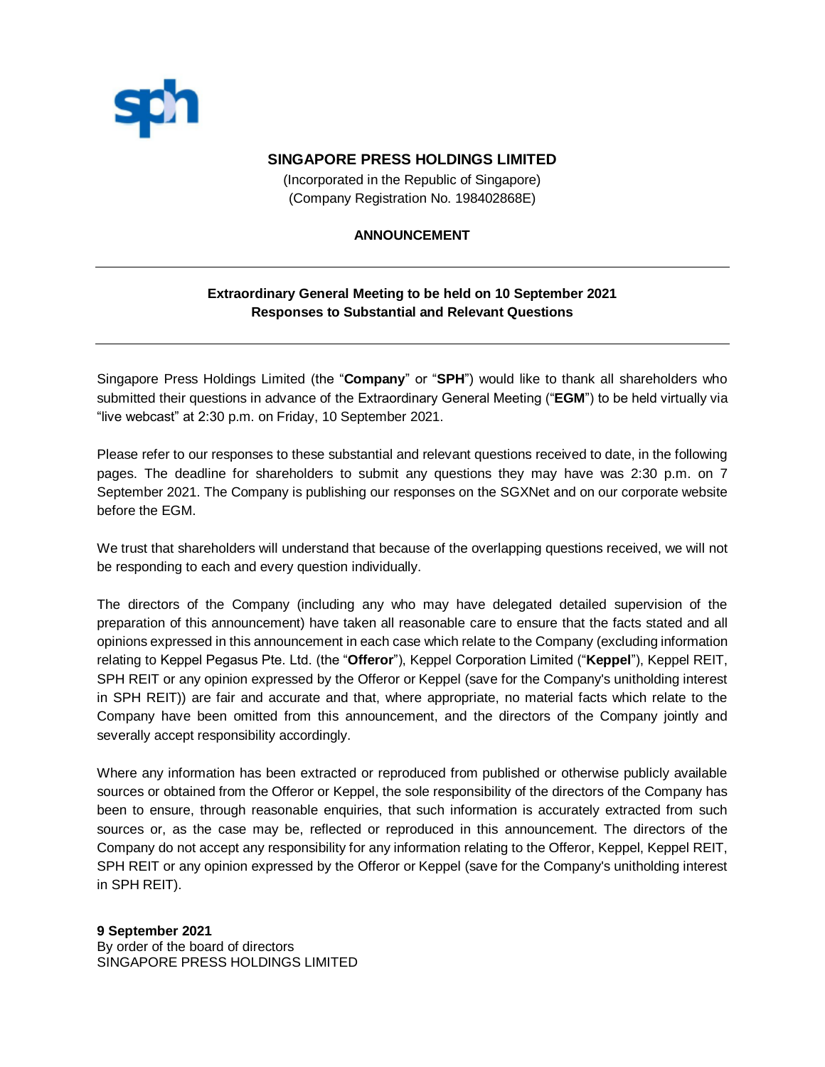# SINGAPORE PRESS HOLDINGS LIMITED

(Incorporated in the Republic of Singapore)
(Company Registration No. 198402868E)

**ANNOUNCEMENT**

---

**Extraordinary General Meeting to be held on 10 September 2021**
**Responses to Substantial and Relevant Questions**

---

Singapore Press Holdings Limited (the "**Company**" or "**SPH**") would like to thank all shareholders who submitted their questions in advance of the Extraordinary General Meeting ("**EGM**") to be held virtually via "live webcast" at 2:30 p.m. on Friday, 10 September 2021.

Please refer to our responses to these substantial and relevant questions received to date, in the following pages. The deadline for shareholders to submit any questions they may have was 2:30 p.m. on 7 September 2021. The Company is publishing our responses on the SGXNet and on our corporate website before the EGM.

We trust that shareholders will understand that because of the overlapping questions received, we will not be responding to each and every question individually.

The directors of the Company (including any who may have delegated detailed supervision of the preparation of this announcement) have taken all reasonable care to ensure that the facts stated and all opinions expressed in this announcement in each case which relate to the Company (excluding information relating to Keppel Pegasus Pte. Ltd. (the "**Offeror**"), Keppel Corporation Limited ("**Keppel**"), Keppel REIT, SPH REIT or any opinion expressed by the Offeror or Keppel (save for the Company's unitholding interest in SPH REIT)) are fair and accurate and that, where appropriate, no material facts which relate to the Company have been omitted from this announcement, and the directors of the Company jointly and severally accept responsibility accordingly.

Where any information has been extracted or reproduced from published or otherwise publicly available sources or obtained from the Offeror or Keppel, the sole responsibility of the directors of the Company has been to ensure, through reasonable enquiries, that such information is accurately extracted from such sources or, as the case may be, reflected or reproduced in this announcement. The directors of the Company do not accept any responsibility for any information relating to the Offeror, Keppel, Keppel REIT, SPH REIT or any opinion expressed by the Offeror or Keppel (save for the Company's unitholding interest in SPH REIT).

**9 September 2021**
By order of the board of directors
SINGAPORE PRESS HOLDINGS LIMITED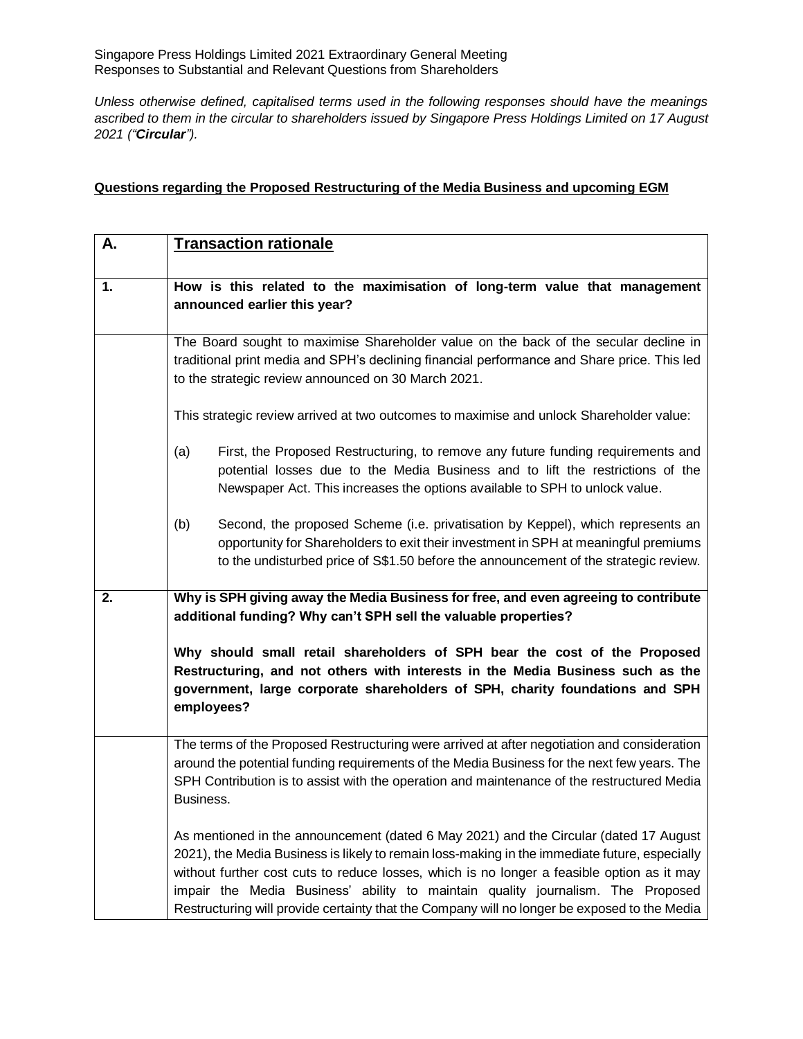Singapore Press Holdings Limited 2021 Extraordinary General Meeting
Responses to Substantial and Relevant Questions from Shareholders

*Unless otherwise defined, capitalised terms used in the following responses should have the meanings ascribed to them in the circular to shareholders issued by Singapore Press Holdings Limited on 17 August 2021 ("**Circular**").*

**Questions regarding the Proposed Restructuring of the Media Business and upcoming EGM**

| **A.** | **Transaction rationale** |
|---|---|
| **1.** | **How is this related to the maximisation of long-term value that management announced earlier this year?** |
| | The Board sought to maximise Shareholder value on the back of the secular decline in traditional print media and SPH's declining financial performance and Share price. This led to the strategic review announced on 30 March 2021.<br><br>This strategic review arrived at two outcomes to maximise and unlock Shareholder value:<br><br>(a) First, the Proposed Restructuring, to remove any future funding requirements and potential losses due to the Media Business and to lift the restrictions of the Newspaper Act. This increases the options available to SPH to unlock value.<br><br>(b) Second, the proposed Scheme (i.e. privatisation by Keppel), which represents an opportunity for Shareholders to exit their investment in SPH at meaningful premiums to the undisturbed price of S$1.50 before the announcement of the strategic review. |
| **2.** | **Why is SPH giving away the Media Business for free, and even agreeing to contribute additional funding? Why can't SPH sell the valuable properties?**<br><br>**Why should small retail shareholders of SPH bear the cost of the Proposed Restructuring, and not others with interests in the Media Business such as the government, large corporate shareholders of SPH, charity foundations and SPH employees?** |
| | The terms of the Proposed Restructuring were arrived at after negotiation and consideration around the potential funding requirements of the Media Business for the next few years. The SPH Contribution is to assist with the operation and maintenance of the restructured Media Business.<br><br>As mentioned in the announcement (dated 6 May 2021) and the Circular (dated 17 August 2021), the Media Business is likely to remain loss-making in the immediate future, especially without further cost cuts to reduce losses, which is no longer a feasible option as it may impair the Media Business' ability to maintain quality journalism. The Proposed Restructuring will provide certainty that the Company will no longer be exposed to the Media |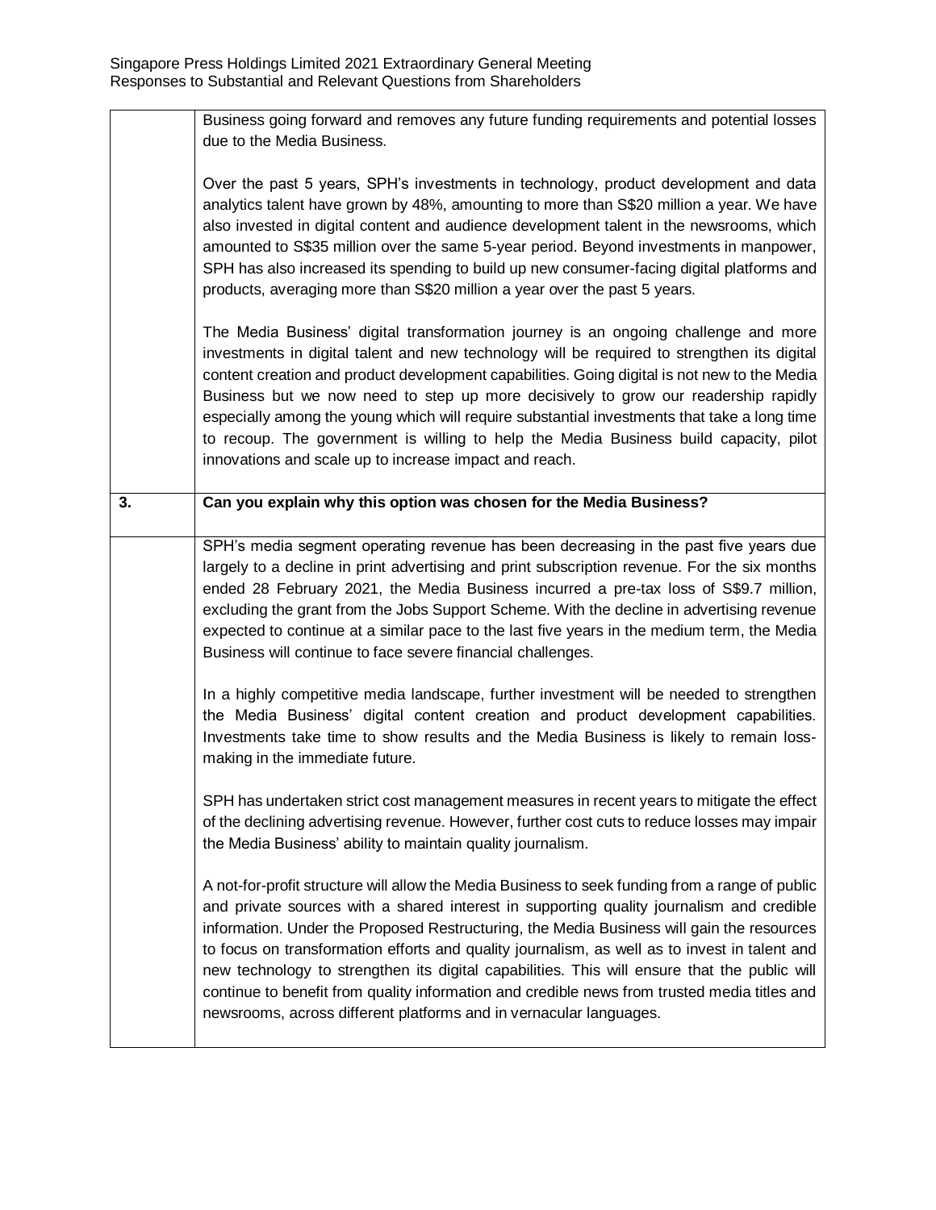| | |
|---|---|
| | Business going forward and removes any future funding requirements and potential losses due to the Media Business.<br><br>Over the past 5 years, SPH's investments in technology, product development and data analytics talent have grown by 48%, amounting to more than S$20 million a year. We have also invested in digital content and audience development talent in the newsrooms, which amounted to S$35 million over the same 5-year period. Beyond investments in manpower, SPH has also increased its spending to build up new consumer-facing digital platforms and products, averaging more than S$20 million a year over the past 5 years.<br><br>The Media Business' digital transformation journey is an ongoing challenge and more investments in digital talent and new technology will be required to strengthen its digital content creation and product development capabilities. Going digital is not new to the Media Business but we now need to step up more decisively to grow our readership rapidly especially among the young which will require substantial investments that take a long time to recoup. The government is willing to help the Media Business build capacity, pilot innovations and scale up to increase impact and reach. |
| **3.** | **Can you explain why this option was chosen for the Media Business?** |
| | SPH's media segment operating revenue has been decreasing in the past five years due largely to a decline in print advertising and print subscription revenue. For the six months ended 28 February 2021, the Media Business incurred a pre-tax loss of S$9.7 million, excluding the grant from the Jobs Support Scheme. With the decline in advertising revenue expected to continue at a similar pace to the last five years in the medium term, the Media Business will continue to face severe financial challenges.<br><br>In a highly competitive media landscape, further investment will be needed to strengthen the Media Business' digital content creation and product development capabilities. Investments take time to show results and the Media Business is likely to remain loss-making in the immediate future.<br><br>SPH has undertaken strict cost management measures in recent years to mitigate the effect of the declining advertising revenue. However, further cost cuts to reduce losses may impair the Media Business' ability to maintain quality journalism.<br><br>A not-for-profit structure will allow the Media Business to seek funding from a range of public and private sources with a shared interest in supporting quality journalism and credible information. Under the Proposed Restructuring, the Media Business will gain the resources to focus on transformation efforts and quality journalism, as well as to invest in talent and new technology to strengthen its digital capabilities. This will ensure that the public will continue to benefit from quality information and credible news from trusted media titles and newsrooms, across different platforms and in vernacular languages. |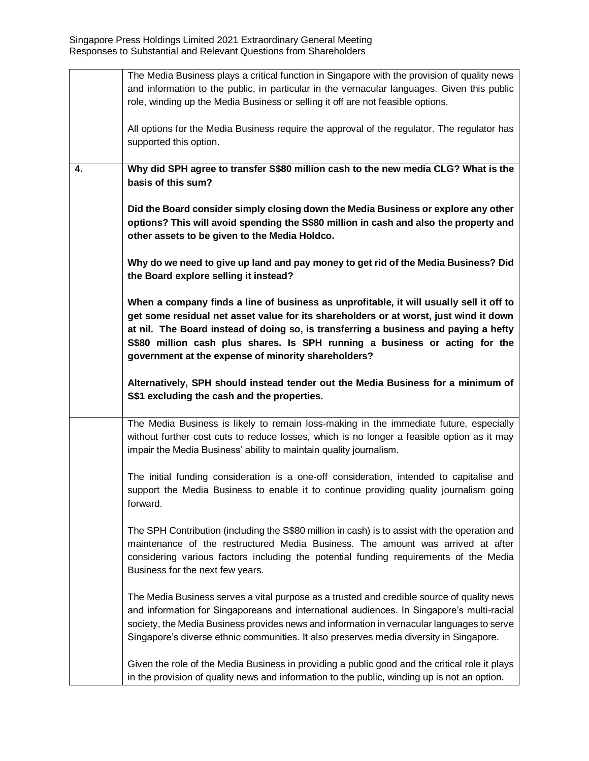| | |
|---|---|
| | The Media Business plays a critical function in Singapore with the provision of quality news and information to the public, in particular in the vernacular languages. Given this public role, winding up the Media Business or selling it off are not feasible options.<br><br>All options for the Media Business require the approval of the regulator. The regulator has supported this option. |
| **4.** | **Why did SPH agree to transfer S$80 million cash to the new media CLG? What is the basis of this sum?**<br><br>**Did the Board consider simply closing down the Media Business or explore any other options? This will avoid spending the S$80 million in cash and also the property and other assets to be given to the Media Holdco.**<br><br>**Why do we need to give up land and pay money to get rid of the Media Business? Did the Board explore selling it instead?**<br><br>**When a company finds a line of business as unprofitable, it will usually sell it off to get some residual net asset value for its shareholders or at worst, just wind it down at nil. The Board instead of doing so, is transferring a business and paying a hefty S$80 million cash plus shares. Is SPH running a business or acting for the government at the expense of minority shareholders?**<br><br>**Alternatively, SPH should instead tender out the Media Business for a minimum of S$1 excluding the cash and the properties.** |
| | The Media Business is likely to remain loss-making in the immediate future, especially without further cost cuts to reduce losses, which is no longer a feasible option as it may impair the Media Business' ability to maintain quality journalism.<br><br>The initial funding consideration is a one-off consideration, intended to capitalise and support the Media Business to enable it to continue providing quality journalism going forward.<br><br>The SPH Contribution (including the S$80 million in cash) is to assist with the operation and maintenance of the restructured Media Business. The amount was arrived at after considering various factors including the potential funding requirements of the Media Business for the next few years.<br><br>The Media Business serves a vital purpose as a trusted and credible source of quality news and information for Singaporeans and international audiences. In Singapore's multi-racial society, the Media Business provides news and information in vernacular languages to serve Singapore's diverse ethnic communities. It also preserves media diversity in Singapore.<br><br>Given the role of the Media Business in providing a public good and the critical role it plays in the provision of quality news and information to the public, winding up is not an option. |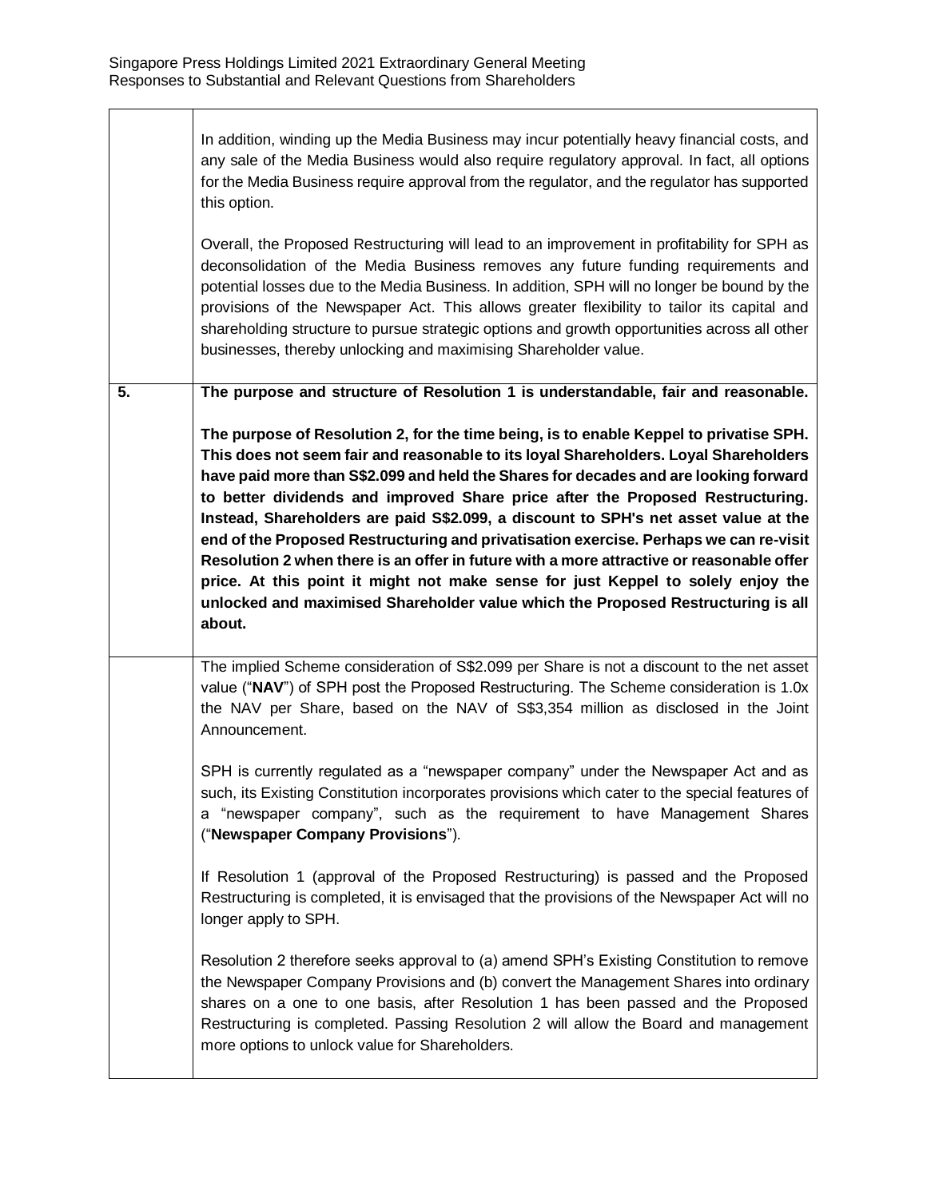| | |
|---|---|
| | In addition, winding up the Media Business may incur potentially heavy financial costs, and any sale of the Media Business would also require regulatory approval. In fact, all options for the Media Business require approval from the regulator, and the regulator has supported this option.<br><br>Overall, the Proposed Restructuring will lead to an improvement in profitability for SPH as deconsolidation of the Media Business removes any future funding requirements and potential losses due to the Media Business. In addition, SPH will no longer be bound by the provisions of the Newspaper Act. This allows greater flexibility to tailor its capital and shareholding structure to pursue strategic options and growth opportunities across all other businesses, thereby unlocking and maximising Shareholder value. |
| **5.** | **The purpose and structure of Resolution 1 is understandable, fair and reasonable.**<br><br>**The purpose of Resolution 2, for the time being, is to enable Keppel to privatise SPH. This does not seem fair and reasonable to its loyal Shareholders. Loyal Shareholders have paid more than S$2.099 and held the Shares for decades and are looking forward to better dividends and improved Share price after the Proposed Restructuring. Instead, Shareholders are paid S$2.099, a discount to SPH's net asset value at the end of the Proposed Restructuring and privatisation exercise. Perhaps we can re-visit Resolution 2 when there is an offer in future with a more attractive or reasonable offer price. At this point it might not make sense for just Keppel to solely enjoy the unlocked and maximised Shareholder value which the Proposed Restructuring is all about.** |
| | The implied Scheme consideration of S$2.099 per Share is not a discount to the net asset value ("**NAV**") of SPH post the Proposed Restructuring. The Scheme consideration is 1.0x the NAV per Share, based on the NAV of S$3,354 million as disclosed in the Joint Announcement.<br><br>SPH is currently regulated as a "newspaper company" under the Newspaper Act and as such, its Existing Constitution incorporates provisions which cater to the special features of a "newspaper company", such as the requirement to have Management Shares ("**Newspaper Company Provisions**").<br><br>If Resolution 1 (approval of the Proposed Restructuring) is passed and the Proposed Restructuring is completed, it is envisaged that the provisions of the Newspaper Act will no longer apply to SPH.<br><br>Resolution 2 therefore seeks approval to (a) amend SPH's Existing Constitution to remove the Newspaper Company Provisions and (b) convert the Management Shares into ordinary shares on a one to one basis, after Resolution 1 has been passed and the Proposed Restructuring is completed. Passing Resolution 2 will allow the Board and management more options to unlock value for Shareholders. |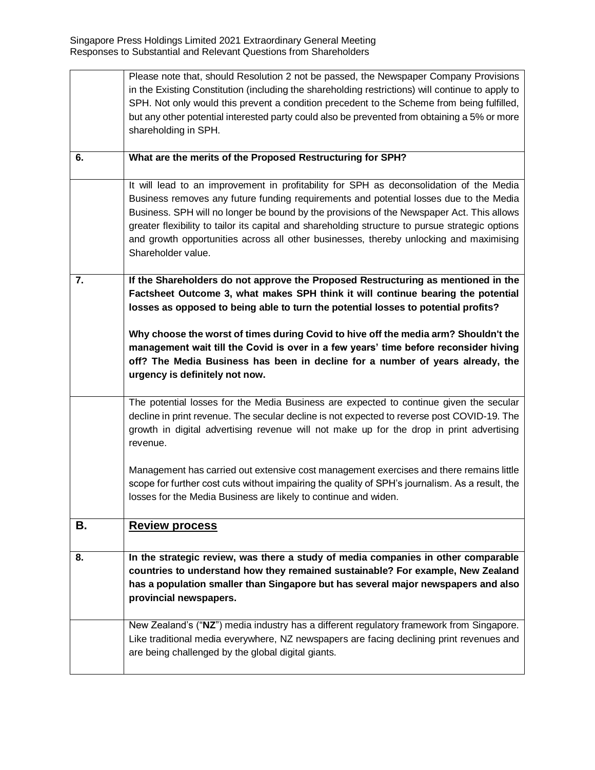| | |
|---|---|
| | Please note that, should Resolution 2 not be passed, the Newspaper Company Provisions in the Existing Constitution (including the shareholding restrictions) will continue to apply to SPH. Not only would this prevent a condition precedent to the Scheme from being fulfilled, but any other potential interested party could also be prevented from obtaining a 5% or more shareholding in SPH. |
| **6.** | **What are the merits of the Proposed Restructuring for SPH?** |
| | It will lead to an improvement in profitability for SPH as deconsolidation of the Media Business removes any future funding requirements and potential losses due to the Media Business. SPH will no longer be bound by the provisions of the Newspaper Act. This allows greater flexibility to tailor its capital and shareholding structure to pursue strategic options and growth opportunities across all other businesses, thereby unlocking and maximising Shareholder value. |
| **7.** | **If the Shareholders do not approve the Proposed Restructuring as mentioned in the Factsheet Outcome 3, what makes SPH think it will continue bearing the potential losses as opposed to being able to turn the potential losses to potential profits?**<br><br>**Why choose the worst of times during Covid to hive off the media arm? Shouldn't the management wait till the Covid is over in a few years' time before reconsider hiving off? The Media Business has been in decline for a number of years already, the urgency is definitely not now.** |
| | The potential losses for the Media Business are expected to continue given the secular decline in print revenue. The secular decline is not expected to reverse post COVID-19. The growth in digital advertising revenue will not make up for the drop in print advertising revenue.<br><br>Management has carried out extensive cost management exercises and there remains little scope for further cost cuts without impairing the quality of SPH's journalism. As a result, the losses for the Media Business are likely to continue and widen. |
| **B.** | **<u>Review process</u>** |
| **8.** | **In the strategic review, was there a study of media companies in other comparable countries to understand how they remained sustainable? For example, New Zealand has a population smaller than Singapore but has several major newspapers and also provincial newspapers.** |
| | New Zealand's ("**NZ**") media industry has a different regulatory framework from Singapore. Like traditional media everywhere, NZ newspapers are facing declining print revenues and are being challenged by the global digital giants. |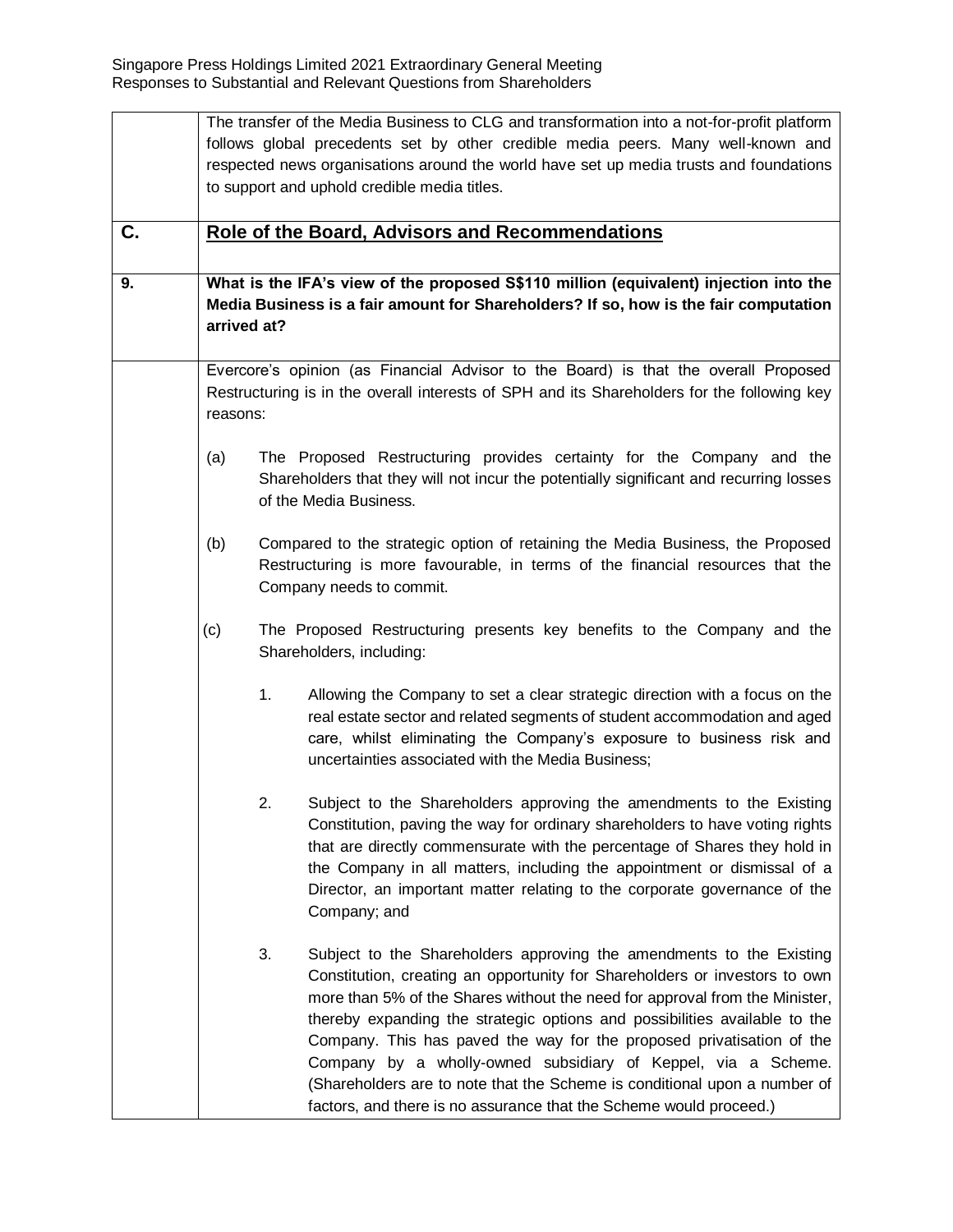The transfer of the Media Business to CLG and transformation into a not-for-profit platform follows global precedents set by other credible media peers. Many well-known and respected news organisations around the world have set up media trusts and foundations to support and uphold credible media titles.

## C. Role of the Board, Advisors and Recommendations

**9. What is the IFA's view of the proposed S$110 million (equivalent) injection into the Media Business is a fair amount for Shareholders? If so, how is the fair computation arrived at?**

Evercore's opinion (as Financial Advisor to the Board) is that the overall Proposed Restructuring is in the overall interests of SPH and its Shareholders for the following key reasons:

(a) The Proposed Restructuring provides certainty for the Company and the Shareholders that they will not incur the potentially significant and recurring losses of the Media Business.

(b) Compared to the strategic option of retaining the Media Business, the Proposed Restructuring is more favourable, in terms of the financial resources that the Company needs to commit.

(c) The Proposed Restructuring presents key benefits to the Company and the Shareholders, including:

1. Allowing the Company to set a clear strategic direction with a focus on the real estate sector and related segments of student accommodation and aged care, whilst eliminating the Company's exposure to business risk and uncertainties associated with the Media Business;

2. Subject to the Shareholders approving the amendments to the Existing Constitution, paving the way for ordinary shareholders to have voting rights that are directly commensurate with the percentage of Shares they hold in the Company in all matters, including the appointment or dismissal of a Director, an important matter relating to the corporate governance of the Company; and

3. Subject to the Shareholders approving the amendments to the Existing Constitution, creating an opportunity for Shareholders or investors to own more than 5% of the Shares without the need for approval from the Minister, thereby expanding the strategic options and possibilities available to the Company. This has paved the way for the proposed privatisation of the Company by a wholly-owned subsidiary of Keppel, via a Scheme. (Shareholders are to note that the Scheme is conditional upon a number of factors, and there is no assurance that the Scheme would proceed.)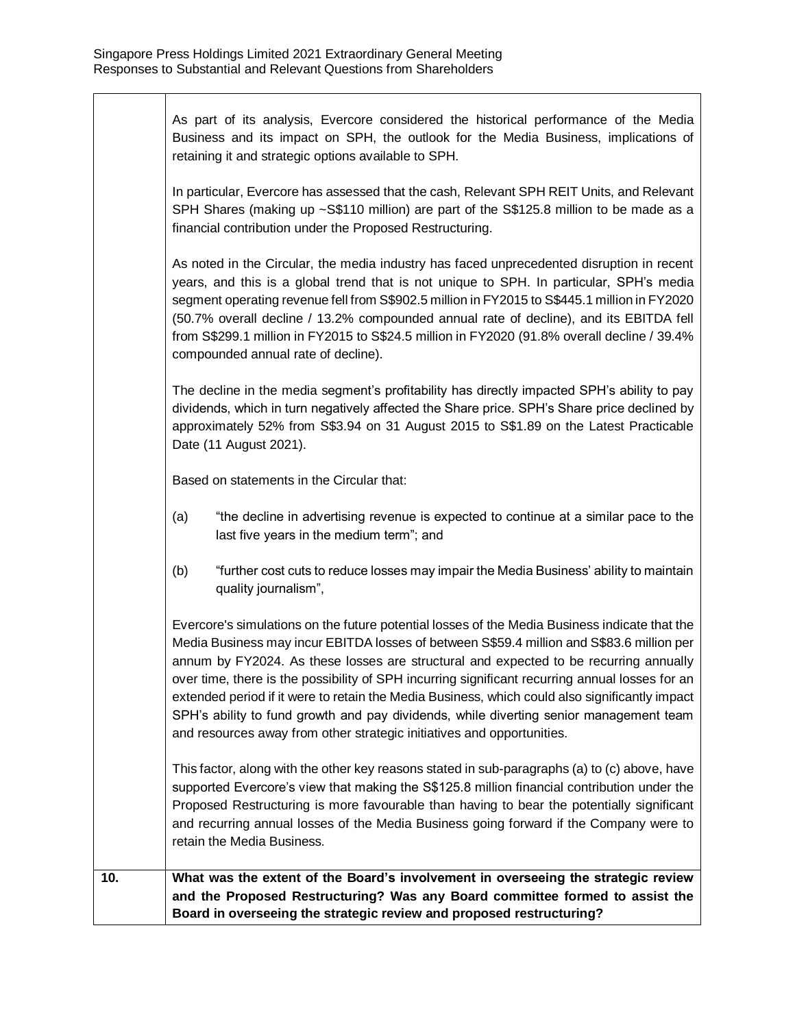| | |
|---|---|
| | As part of its analysis, Evercore considered the historical performance of the Media Business and its impact on SPH, the outlook for the Media Business, implications of retaining it and strategic options available to SPH.<br><br>In particular, Evercore has assessed that the cash, Relevant SPH REIT Units, and Relevant SPH Shares (making up ~S$110 million) are part of the S$125.8 million to be made as a financial contribution under the Proposed Restructuring.<br><br>As noted in the Circular, the media industry has faced unprecedented disruption in recent years, and this is a global trend that is not unique to SPH. In particular, SPH's media segment operating revenue fell from S$902.5 million in FY2015 to S$445.1 million in FY2020 (50.7% overall decline / 13.2% compounded annual rate of decline), and its EBITDA fell from S$299.1 million in FY2015 to S$24.5 million in FY2020 (91.8% overall decline / 39.4% compounded annual rate of decline).<br><br>The decline in the media segment's profitability has directly impacted SPH's ability to pay dividends, which in turn negatively affected the Share price. SPH's Share price declined by approximately 52% from S$3.94 on 31 August 2015 to S$1.89 on the Latest Practicable Date (11 August 2021).<br><br>Based on statements in the Circular that:<br><br>(a) "the decline in advertising revenue is expected to continue at a similar pace to the last five years in the medium term"; and<br><br>(b) "further cost cuts to reduce losses may impair the Media Business' ability to maintain quality journalism",<br><br>Evercore's simulations on the future potential losses of the Media Business indicate that the Media Business may incur EBITDA losses of between S$59.4 million and S$83.6 million per annum by FY2024. As these losses are structural and expected to be recurring annually over time, there is the possibility of SPH incurring significant recurring annual losses for an extended period if it were to retain the Media Business, which could also significantly impact SPH's ability to fund growth and pay dividends, while diverting senior management team and resources away from other strategic initiatives and opportunities.<br><br>This factor, along with the other key reasons stated in sub-paragraphs (a) to (c) above, have supported Evercore's view that making the S$125.8 million financial contribution under the Proposed Restructuring is more favourable than having to bear the potentially significant and recurring annual losses of the Media Business going forward if the Company were to retain the Media Business. |
| **10.** | **What was the extent of the Board's involvement in overseeing the strategic review and the Proposed Restructuring? Was any Board committee formed to assist the Board in overseeing the strategic review and proposed restructuring?** |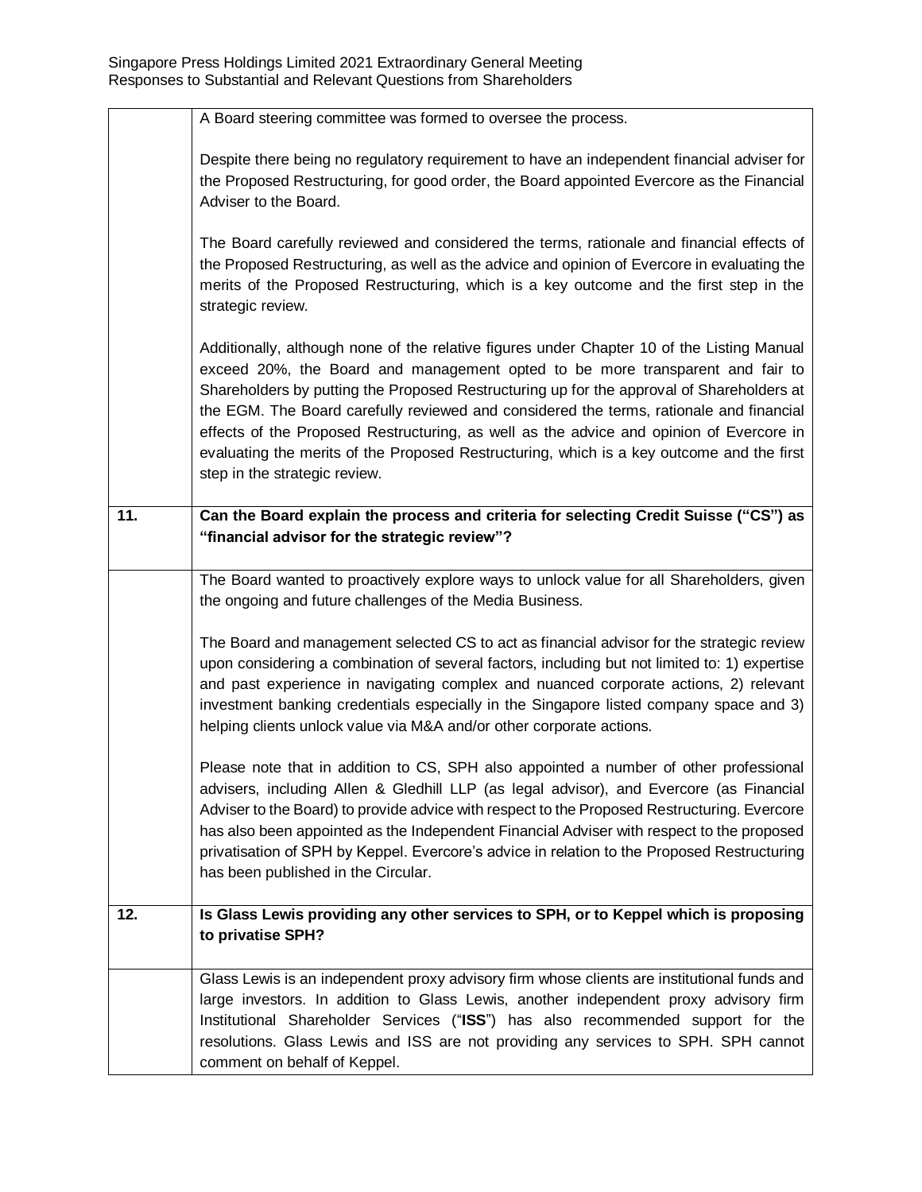| | |
|---|---|
| | A Board steering committee was formed to oversee the process.<br><br>Despite there being no regulatory requirement to have an independent financial adviser for the Proposed Restructuring, for good order, the Board appointed Evercore as the Financial Adviser to the Board.<br><br>The Board carefully reviewed and considered the terms, rationale and financial effects of the Proposed Restructuring, as well as the advice and opinion of Evercore in evaluating the merits of the Proposed Restructuring, which is a key outcome and the first step in the strategic review.<br><br>Additionally, although none of the relative figures under Chapter 10 of the Listing Manual exceed 20%, the Board and management opted to be more transparent and fair to Shareholders by putting the Proposed Restructuring up for the approval of Shareholders at the EGM. The Board carefully reviewed and considered the terms, rationale and financial effects of the Proposed Restructuring, as well as the advice and opinion of Evercore in evaluating the merits of the Proposed Restructuring, which is a key outcome and the first step in the strategic review. |
| **11.** | **Can the Board explain the process and criteria for selecting Credit Suisse ("CS") as "financial advisor for the strategic review"?** |
| | The Board wanted to proactively explore ways to unlock value for all Shareholders, given the ongoing and future challenges of the Media Business.<br><br>The Board and management selected CS to act as financial advisor for the strategic review upon considering a combination of several factors, including but not limited to: 1) expertise and past experience in navigating complex and nuanced corporate actions, 2) relevant investment banking credentials especially in the Singapore listed company space and 3) helping clients unlock value via M&A and/or other corporate actions.<br><br>Please note that in addition to CS, SPH also appointed a number of other professional advisers, including Allen & Gledhill LLP (as legal advisor), and Evercore (as Financial Adviser to the Board) to provide advice with respect to the Proposed Restructuring. Evercore has also been appointed as the Independent Financial Adviser with respect to the proposed privatisation of SPH by Keppel. Evercore's advice in relation to the Proposed Restructuring has been published in the Circular. |
| **12.** | **Is Glass Lewis providing any other services to SPH, or to Keppel which is proposing to privatise SPH?** |
| | Glass Lewis is an independent proxy advisory firm whose clients are institutional funds and large investors. In addition to Glass Lewis, another independent proxy advisory firm Institutional Shareholder Services ("**ISS**") has also recommended support for the resolutions. Glass Lewis and ISS are not providing any services to SPH. SPH cannot comment on behalf of Keppel. |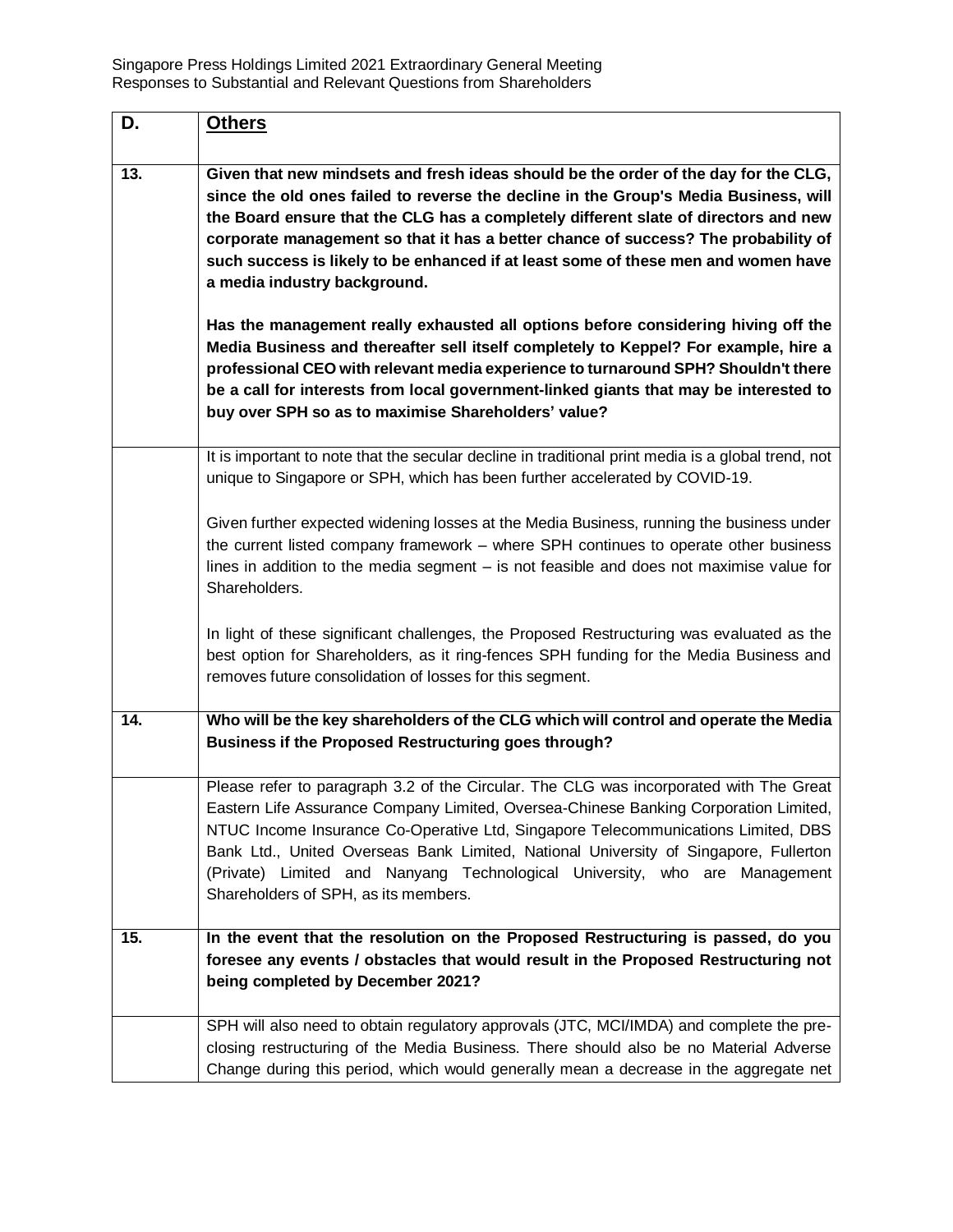| D. | **Others** |
|---|---|
| 13. | **Given that new mindsets and fresh ideas should be the order of the day for the CLG, since the old ones failed to reverse the decline in the Group's Media Business, will the Board ensure that the CLG has a completely different slate of directors and new corporate management so that it has a better chance of success? The probability of such success is likely to be enhanced if at least some of these men and women have a media industry background.**<br><br>**Has the management really exhausted all options before considering hiving off the Media Business and thereafter sell itself completely to Keppel? For example, hire a professional CEO with relevant media experience to turnaround SPH? Shouldn't there be a call for interests from local government-linked giants that may be interested to buy over SPH so as to maximise Shareholders' value?** |
| | It is important to note that the secular decline in traditional print media is a global trend, not unique to Singapore or SPH, which has been further accelerated by COVID-19.<br><br>Given further expected widening losses at the Media Business, running the business under the current listed company framework – where SPH continues to operate other business lines in addition to the media segment – is not feasible and does not maximise value for Shareholders.<br><br>In light of these significant challenges, the Proposed Restructuring was evaluated as the best option for Shareholders, as it ring-fences SPH funding for the Media Business and removes future consolidation of losses for this segment. |
| 14. | **Who will be the key shareholders of the CLG which will control and operate the Media Business if the Proposed Restructuring goes through?** |
| | Please refer to paragraph 3.2 of the Circular. The CLG was incorporated with The Great Eastern Life Assurance Company Limited, Oversea-Chinese Banking Corporation Limited, NTUC Income Insurance Co-Operative Ltd, Singapore Telecommunications Limited, DBS Bank Ltd., United Overseas Bank Limited, National University of Singapore, Fullerton (Private) Limited and Nanyang Technological University, who are Management Shareholders of SPH, as its members. |
| 15. | **In the event that the resolution on the Proposed Restructuring is passed, do you foresee any events / obstacles that would result in the Proposed Restructuring not being completed by December 2021?** |
| | SPH will also need to obtain regulatory approvals (JTC, MCI/IMDA) and complete the pre-closing restructuring of the Media Business. There should also be no Material Adverse Change during this period, which would generally mean a decrease in the aggregate net |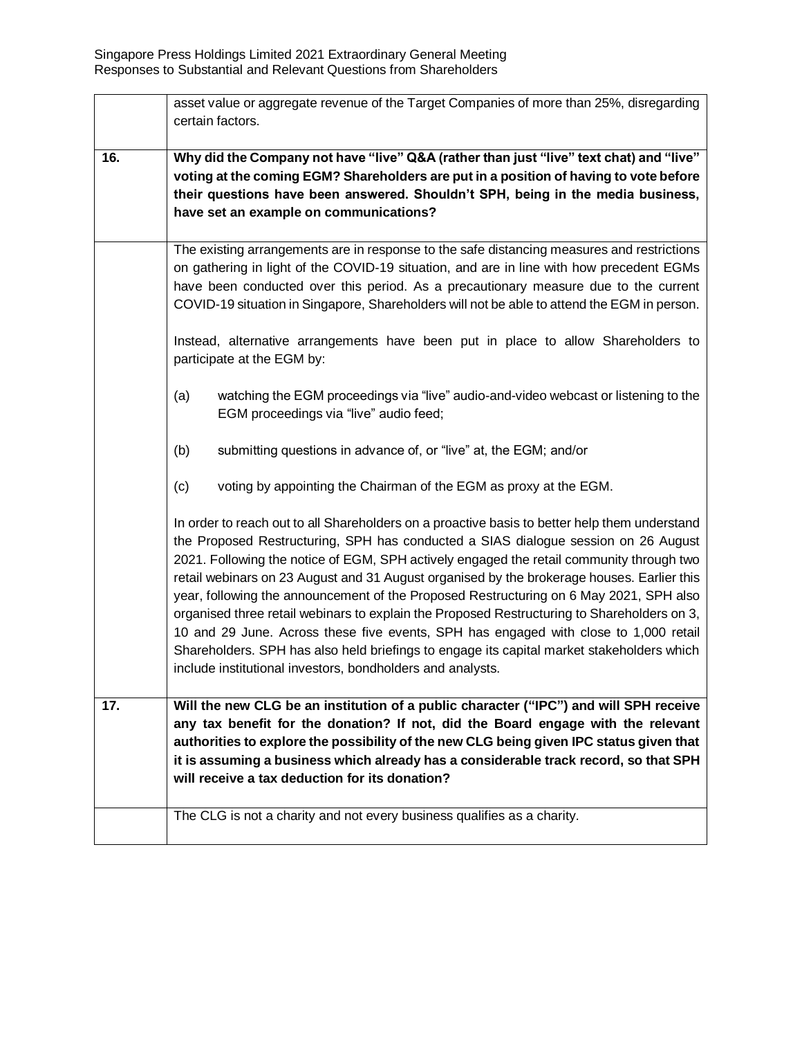| | |
|---|---|
| | asset value or aggregate revenue of the Target Companies of more than 25%, disregarding certain factors. |
| **16.** | **Why did the Company not have "live" Q&A (rather than just "live" text chat) and "live" voting at the coming EGM? Shareholders are put in a position of having to vote before their questions have been answered. Shouldn't SPH, being in the media business, have set an example on communications?** |
| | The existing arrangements are in response to the safe distancing measures and restrictions on gathering in light of the COVID-19 situation, and are in line with how precedent EGMs have been conducted over this period. As a precautionary measure due to the current COVID-19 situation in Singapore, Shareholders will not be able to attend the EGM in person.<br><br>Instead, alternative arrangements have been put in place to allow Shareholders to participate at the EGM by:<br><br>(a) watching the EGM proceedings via "live" audio-and-video webcast or listening to the EGM proceedings via "live" audio feed;<br><br>(b) submitting questions in advance of, or "live" at, the EGM; and/or<br><br>(c) voting by appointing the Chairman of the EGM as proxy at the EGM.<br><br>In order to reach out to all Shareholders on a proactive basis to better help them understand the Proposed Restructuring, SPH has conducted a SIAS dialogue session on 26 August 2021. Following the notice of EGM, SPH actively engaged the retail community through two retail webinars on 23 August and 31 August organised by the brokerage houses. Earlier this year, following the announcement of the Proposed Restructuring on 6 May 2021, SPH also organised three retail webinars to explain the Proposed Restructuring to Shareholders on 3, 10 and 29 June. Across these five events, SPH has engaged with close to 1,000 retail Shareholders. SPH has also held briefings to engage its capital market stakeholders which include institutional investors, bondholders and analysts. |
| **17.** | **Will the new CLG be an institution of a public character ("IPC") and will SPH receive any tax benefit for the donation? If not, did the Board engage with the relevant authorities to explore the possibility of the new CLG being given IPC status given that it is assuming a business which already has a considerable track record, so that SPH will receive a tax deduction for its donation?** |
| | The CLG is not a charity and not every business qualifies as a charity. |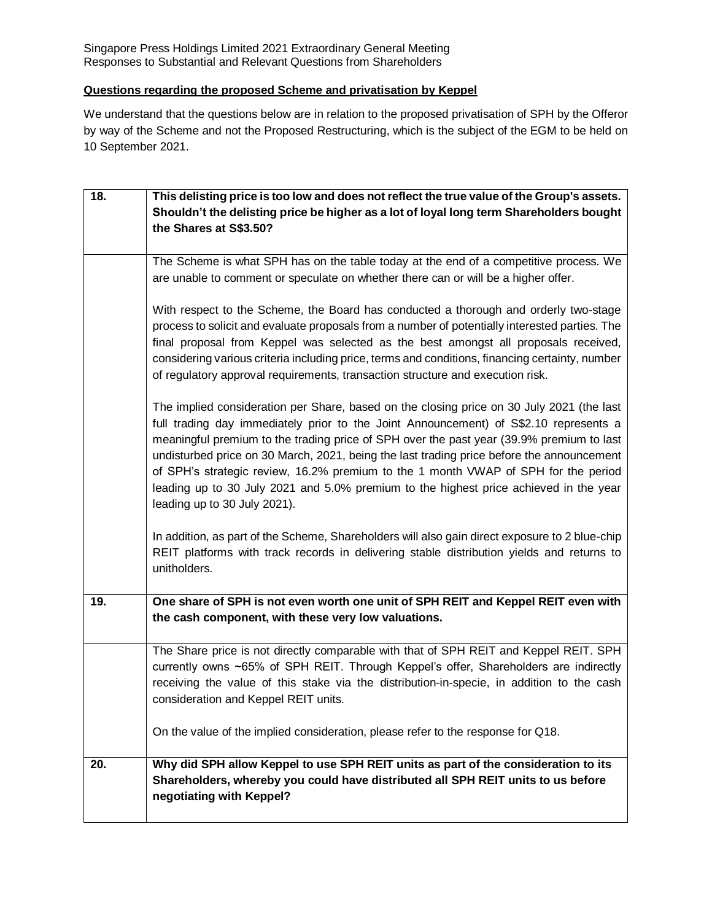Singapore Press Holdings Limited 2021 Extraordinary General Meeting
Responses to Substantial and Relevant Questions from Shareholders

**Questions regarding the proposed Scheme and privatisation by Keppel**

We understand that the questions below are in relation to the proposed privatisation of SPH by the Offeror by way of the Scheme and not the Proposed Restructuring, which is the subject of the EGM to be held on 10 September 2021.

| | |
|---|---|
| **18.** | **This delisting price is too low and does not reflect the true value of the Group's assets. Shouldn't the delisting price be higher as a lot of loyal long term Shareholders bought the Shares at S$3.50?** |
| | The Scheme is what SPH has on the table today at the end of a competitive process. We are unable to comment or speculate on whether there can or will be a higher offer.<br><br>With respect to the Scheme, the Board has conducted a thorough and orderly two-stage process to solicit and evaluate proposals from a number of potentially interested parties. The final proposal from Keppel was selected as the best amongst all proposals received, considering various criteria including price, terms and conditions, financing certainty, number of regulatory approval requirements, transaction structure and execution risk.<br><br>The implied consideration per Share, based on the closing price on 30 July 2021 (the last full trading day immediately prior to the Joint Announcement) of S$2.10 represents a meaningful premium to the trading price of SPH over the past year (39.9% premium to last undisturbed price on 30 March, 2021, being the last trading price before the announcement of SPH's strategic review, 16.2% premium to the 1 month VWAP of SPH for the period leading up to 30 July 2021 and 5.0% premium to the highest price achieved in the year leading up to 30 July 2021).<br><br>In addition, as part of the Scheme, Shareholders will also gain direct exposure to 2 blue-chip REIT platforms with track records in delivering stable distribution yields and returns to unitholders. |
| **19.** | **One share of SPH is not even worth one unit of SPH REIT and Keppel REIT even with the cash component, with these very low valuations.** |
| | The Share price is not directly comparable with that of SPH REIT and Keppel REIT. SPH currently owns ~65% of SPH REIT. Through Keppel's offer, Shareholders are indirectly receiving the value of this stake via the distribution-in-specie, in addition to the cash consideration and Keppel REIT units.<br><br>On the value of the implied consideration, please refer to the response for Q18. |
| **20.** | **Why did SPH allow Keppel to use SPH REIT units as part of the consideration to its Shareholders, whereby you could have distributed all SPH REIT units to us before negotiating with Keppel?** |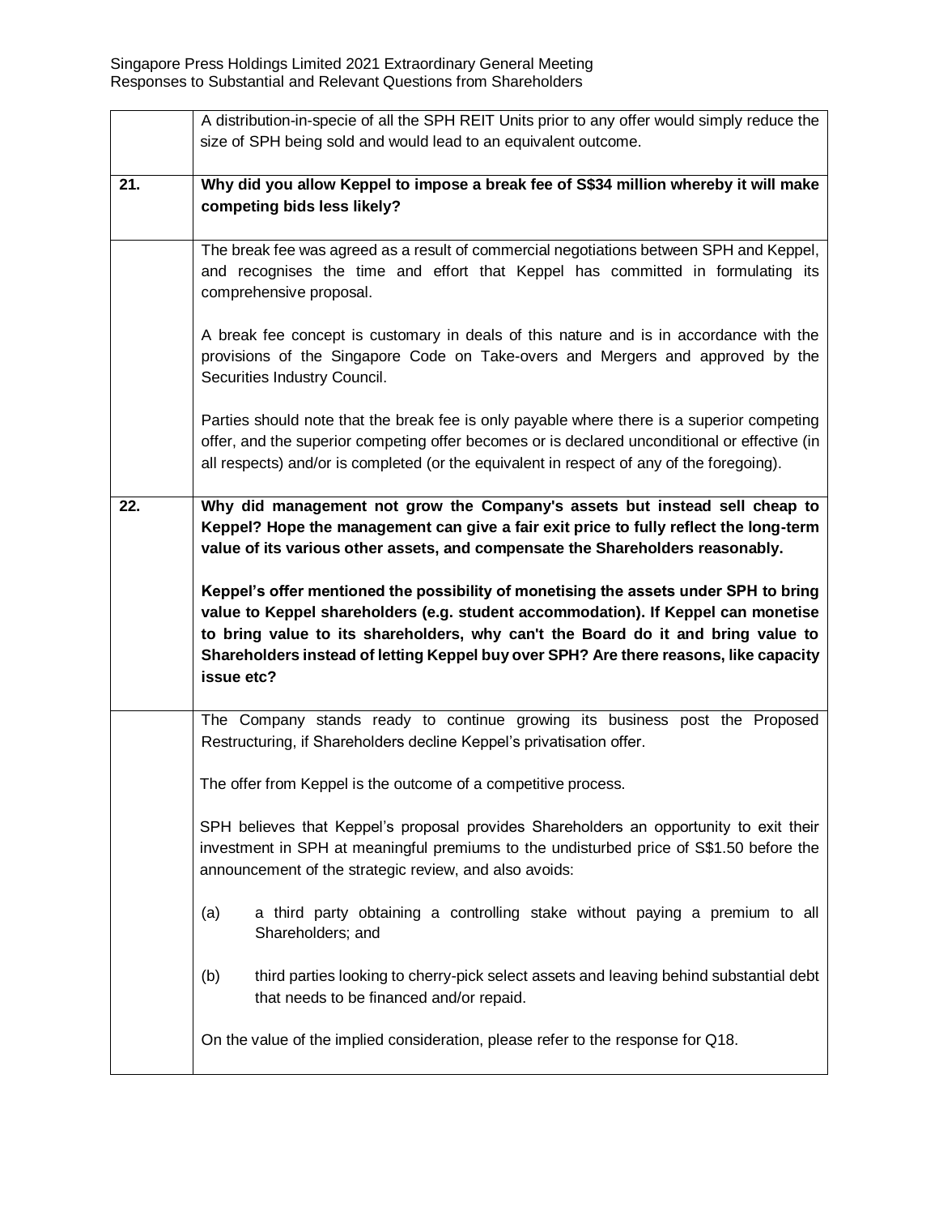| | |
|---|---|
| | A distribution-in-specie of all the SPH REIT Units prior to any offer would simply reduce the size of SPH being sold and would lead to an equivalent outcome. |
| **21.** | **Why did you allow Keppel to impose a break fee of S$34 million whereby it will make competing bids less likely?** |
| | The break fee was agreed as a result of commercial negotiations between SPH and Keppel, and recognises the time and effort that Keppel has committed in formulating its comprehensive proposal.<br><br>A break fee concept is customary in deals of this nature and is in accordance with the provisions of the Singapore Code on Take-overs and Mergers and approved by the Securities Industry Council.<br><br>Parties should note that the break fee is only payable where there is a superior competing offer, and the superior competing offer becomes or is declared unconditional or effective (in all respects) and/or is completed (or the equivalent in respect of any of the foregoing). |
| **22.** | **Why did management not grow the Company's assets but instead sell cheap to Keppel? Hope the management can give a fair exit price to fully reflect the long-term value of its various other assets, and compensate the Shareholders reasonably.**<br><br>**Keppel's offer mentioned the possibility of monetising the assets under SPH to bring value to Keppel shareholders (e.g. student accommodation). If Keppel can monetise to bring value to its shareholders, why can't the Board do it and bring value to Shareholders instead of letting Keppel buy over SPH? Are there reasons, like capacity issue etc?** |
| | The Company stands ready to continue growing its business post the Proposed Restructuring, if Shareholders decline Keppel's privatisation offer.<br><br>The offer from Keppel is the outcome of a competitive process.<br><br>SPH believes that Keppel's proposal provides Shareholders an opportunity to exit their investment in SPH at meaningful premiums to the undisturbed price of S$1.50 before the announcement of the strategic review, and also avoids:<br><br>(a) a third party obtaining a controlling stake without paying a premium to all Shareholders; and<br><br>(b) third parties looking to cherry-pick select assets and leaving behind substantial debt that needs to be financed and/or repaid.<br><br>On the value of the implied consideration, please refer to the response for Q18. |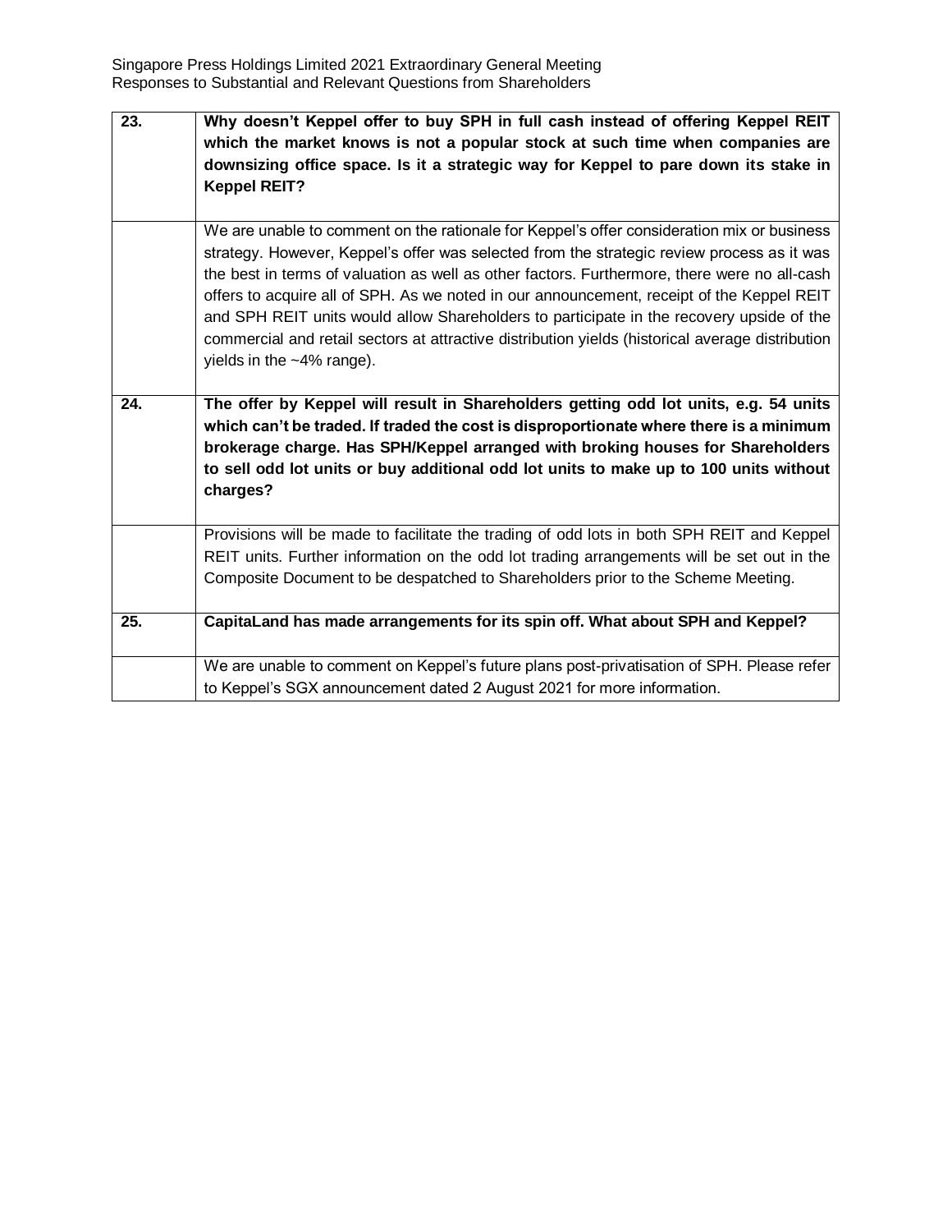| | |
|---|---|
| **23.** | **Why doesn't Keppel offer to buy SPH in full cash instead of offering Keppel REIT which the market knows is not a popular stock at such time when companies are downsizing office space. Is it a strategic way for Keppel to pare down its stake in Keppel REIT?** |
| | We are unable to comment on the rationale for Keppel's offer consideration mix or business strategy. However, Keppel's offer was selected from the strategic review process as it was the best in terms of valuation as well as other factors. Furthermore, there were no all-cash offers to acquire all of SPH. As we noted in our announcement, receipt of the Keppel REIT and SPH REIT units would allow Shareholders to participate in the recovery upside of the commercial and retail sectors at attractive distribution yields (historical average distribution yields in the ~4% range). |
| **24.** | **The offer by Keppel will result in Shareholders getting odd lot units, e.g. 54 units which can't be traded. If traded the cost is disproportionate where there is a minimum brokerage charge. Has SPH/Keppel arranged with broking houses for Shareholders to sell odd lot units or buy additional odd lot units to make up to 100 units without charges?** |
| | Provisions will be made to facilitate the trading of odd lots in both SPH REIT and Keppel REIT units. Further information on the odd lot trading arrangements will be set out in the Composite Document to be despatched to Shareholders prior to the Scheme Meeting. |
| **25.** | **CapitaLand has made arrangements for its spin off. What about SPH and Keppel?** |
| | We are unable to comment on Keppel's future plans post-privatisation of SPH. Please refer to Keppel's SGX announcement dated 2 August 2021 for more information. |